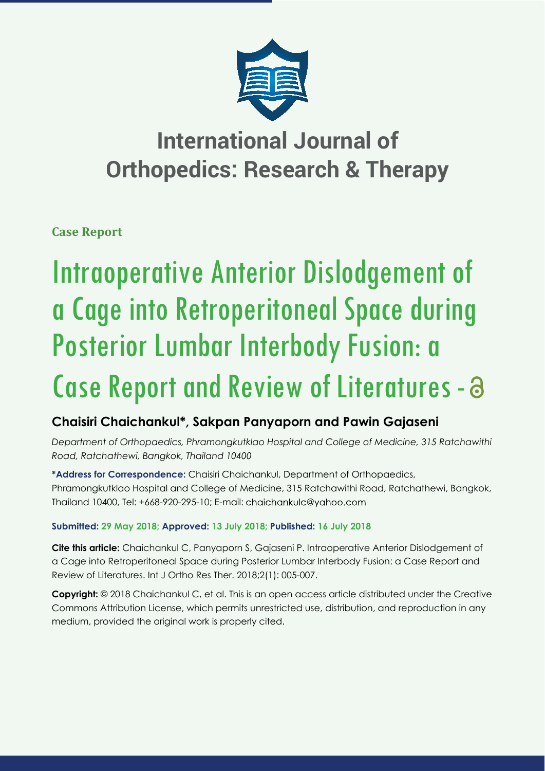# International Journal of Orthopedics: Research & Therapy

**Case Report**

# Intraoperative Anterior Dislodgement of a Cage into Retroperitoneal Space during Posterior Lumbar Interbody Fusion: a Case Report and Review of Literatures

## Chaisiri Chaichankul*, Sakpan Panyaporn and Pawin Gajaseni

*Department of Orthopaedics, Phramongkutklao Hospital and College of Medicine, 315 Ratchawithi Road, Ratchathewi, Bangkok, Thailand 10400*

**\*Address for Correspondence:** Chaisiri Chaichankul, Department of Orthopaedics, Phramongkutklao Hospital and College of Medicine, 315 Ratchawithi Road, Ratchathewi, Bangkok, Thailand 10400, Tel: +668-920-295-10; E-mail: chaichankulc@yahoo.com

**Submitted: 29 May 2018; Approved: 13 July 2018; Published: 16 July 2018**

**Cite this article:** Chaichankul C, Panyaporn S, Gajaseni P. Intraoperative Anterior Dislodgement of a Cage into Retroperitoneal Space during Posterior Lumbar Interbody Fusion: a Case Report and Review of Literatures. Int J Ortho Res Ther. 2018;2(1): 005-007.

**Copyright:** © 2018 Chaichankul C, et al. This is an open access article distributed under the Creative Commons Attribution License, which permits unrestricted use, distribution, and reproduction in any medium, provided the original work is properly cited.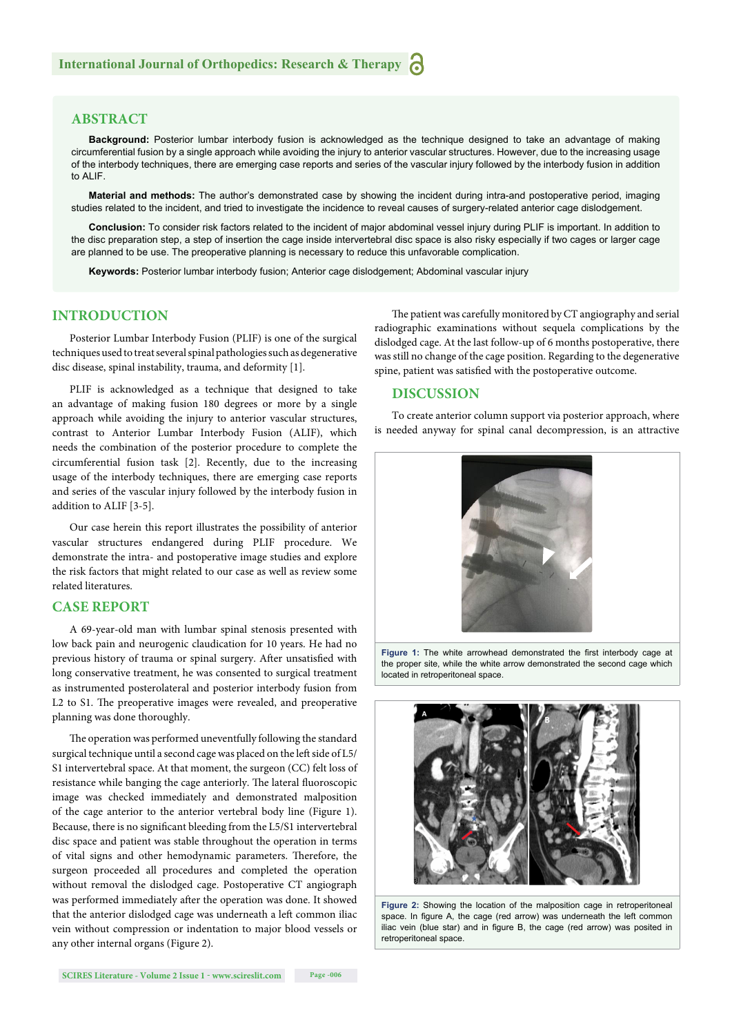## ABSTRACT

**Background:** Posterior lumbar interbody fusion is acknowledged as the technique designed to take an advantage of making circumferential fusion by a single approach while avoiding the injury to anterior vascular structures. However, due to the increasing usage of the interbody techniques, there are emerging case reports and series of the vascular injury followed by the interbody fusion in addition to ALIF.

**Material and methods:** The author's demonstrated case by showing the incident during intra-and postoperative period, imaging studies related to the incident, and tried to investigate the incidence to reveal causes of surgery-related anterior cage dislodgement.

**Conclusion:** To consider risk factors related to the incident of major abdominal vessel injury during PLIF is important. In addition to the disc preparation step, a step of insertion the cage inside intervertebral disc space is also risky especially if two cages or larger cage are planned to be use. The preoperative planning is necessary to reduce this unfavorable complication.

**Keywords:** Posterior lumbar interbody fusion; Anterior cage dislodgement; Abdominal vascular injury

## INTRODUCTION

Posterior Lumbar Interbody Fusion (PLIF) is one of the surgical techniques used to treat several spinal pathologies such as degenerative disc disease, spinal instability, trauma, and deformity [1].

PLIF is acknowledged as a technique that designed to take an advantage of making fusion 180 degrees or more by a single approach while avoiding the injury to anterior vascular structures, contrast to Anterior Lumbar Interbody Fusion (ALIF), which needs the combination of the posterior procedure to complete the circumferential fusion task [2]. Recently, due to the increasing usage of the interbody techniques, there are emerging case reports and series of the vascular injury followed by the interbody fusion in addition to ALIF [3-5].

Our case herein this report illustrates the possibility of anterior vascular structures endangered during PLIF procedure. We demonstrate the intra- and postoperative image studies and explore the risk factors that might related to our case as well as review some related literatures.

## CASE REPORT

A 69-year-old man with lumbar spinal stenosis presented with low back pain and neurogenic claudication for 10 years. He had no previous history of trauma or spinal surgery. After unsatisfied with long conservative treatment, he was consented to surgical treatment as instrumented posterolateral and posterior interbody fusion from L2 to S1. The preoperative images were revealed, and preoperative planning was done thoroughly.

The operation was performed uneventfully following the standard surgical technique until a second cage was placed on the left side of L5/S1 intervertebral space. At that moment, the surgeon (CC) felt loss of resistance while banging the cage anteriorly. The lateral fluoroscopic image was checked immediately and demonstrated malposition of the cage anterior to the anterior vertebral body line (Figure 1). Because, there is no significant bleeding from the L5/S1 intervertebral disc space and patient was stable throughout the operation in terms of vital signs and other hemodynamic parameters. Therefore, the surgeon proceeded all procedures and completed the operation without removal the dislodged cage. Postoperative CT angiograph was performed immediately after the operation was done. It showed that the anterior dislodged cage was underneath a left common iliac vein without compression or indentation to major blood vessels or any other internal organs (Figure 2).

The patient was carefully monitored by CT angiography and serial radiographic examinations without sequela complications by the dislodged cage. At the last follow-up of 6 months postoperative, there was still no change of the cage position. Regarding to the degenerative spine, patient was satisfied with the postoperative outcome.

## DISCUSSION

To create anterior column support via posterior approach, where is needed anyway for spinal canal decompression, is an attractive

**Figure 1:** The white arrowhead demonstrated the first interbody cage at the proper site, while the white arrow demonstrated the second cage which located in retroperitoneal space.

**Figure 2:** Showing the location of the malposition cage in retroperitoneal space. In figure A, the cage (red arrow) was underneath the left common iliac vein (blue star) and in figure B, the cage (red arrow) was posited in retroperitoneal space.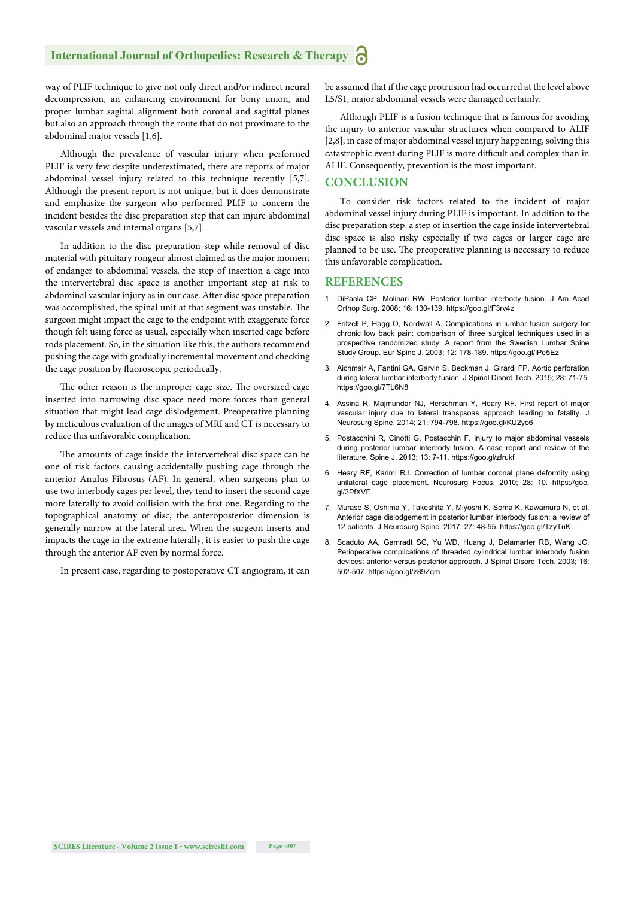way of PLIF technique to give not only direct and/or indirect neural decompression, an enhancing environment for bony union, and proper lumbar sagittal alignment both coronal and sagittal planes but also an approach through the route that do not proximate to the abdominal major vessels [1,6].

Although the prevalence of vascular injury when performed PLIF is very few despite underestimated, there are reports of major abdominal vessel injury related to this technique recently [5,7]. Although the present report is not unique, but it does demonstrate and emphasize the surgeon who performed PLIF to concern the incident besides the disc preparation step that can injure abdominal vascular vessels and internal organs [5,7].

In addition to the disc preparation step while removal of disc material with pituitary rongeur almost claimed as the major moment of endanger to abdominal vessels, the step of insertion a cage into the intervertebral disc space is another important step at risk to abdominal vascular injury as in our case. After disc space preparation was accomplished, the spinal unit at that segment was unstable. The surgeon might impact the cage to the endpoint with exaggerate force though felt using force as usual, especially when inserted cage before rods placement. So, in the situation like this, the authors recommend pushing the cage with gradually incremental movement and checking the cage position by fluoroscopic periodically.

The other reason is the improper cage size. The oversized cage inserted into narrowing disc space need more forces than general situation that might lead cage dislodgement. Preoperative planning by meticulous evaluation of the images of MRI and CT is necessary to reduce this unfavorable complication.

The amounts of cage inside the intervertebral disc space can be one of risk factors causing accidentally pushing cage through the anterior Anulus Fibrosus (AF). In general, when surgeons plan to use two interbody cages per level, they tend to insert the second cage more laterally to avoid collision with the first one. Regarding to the topographical anatomy of disc, the anteroposterior dimension is generally narrow at the lateral area. When the surgeon inserts and impacts the cage in the extreme laterally, it is easier to push the cage through the anterior AF even by normal force.

In present case, regarding to postoperative CT angiogram, it can be assumed that if the cage protrusion had occurred at the level above L5/S1, major abdominal vessels were damaged certainly.

Although PLIF is a fusion technique that is famous for avoiding the injury to anterior vascular structures when compared to ALIF [2,8], in case of major abdominal vessel injury happening, solving this catastrophic event during PLIF is more difficult and complex than in ALIF. Consequently, prevention is the most important.

## CONCLUSION

To consider risk factors related to the incident of major abdominal vessel injury during PLIF is important. In addition to the disc preparation step, a step of insertion the cage inside intervertebral disc space is also risky especially if two cages or larger cage are planned to be use. The preoperative planning is necessary to reduce this unfavorable complication.

## REFERENCES

1. DiPaola CP, Molinari RW. Posterior lumbar interbody fusion. J Am Acad Orthop Surg. 2008; 16: 130-139. https://goo.gl/F3rv4z
2. Fritzell P, Hagg O, Nordwall A. Complications in lumbar fusion surgery for chronic low back pain: comparison of three surgical techniques used in a prospective randomized study. A report from the Swedish Lumbar Spine Study Group. Eur Spine J. 2003; 12: 178-189. https://goo.gl/iPe5Ez
3. Aichmair A, Fantini GA, Garvin S, Beckman J, Girardi FP. Aortic perforation during lateral lumbar interbody fusion. J Spinal Disord Tech. 2015; 28: 71-75. https://goo.gl/7TL6N8
4. Assina R, Majmundar NJ, Herschman Y, Heary RF. First report of major vascular injury due to lateral transpsoas approach leading to fatality. J Neurosurg Spine. 2014; 21: 794-798. https://goo.gl/KU2yo6
5. Postacchini R, Cinotti G, Postacchin F. Injury to major abdominal vessels during posterior lumbar interbody fusion. A case report and review of the literature. Spine J. 2013; 13: 7-11. https://goo.gl/zfrukf
6. Heary RF, Karimi RJ. Correction of lumbar coronal plane deformity using unilateral cage placement. Neurosurg Focus. 2010; 28: 10. https://goo.gl/3PfXVE
7. Murase S, Oshima Y, Takeshita Y, Miyoshi K, Soma K, Kawamura N, et al. Anterior cage dislodgement in posterior lumbar interbody fusion: a review of 12 patients. J Neurosurg Spine. 2017; 27: 48-55. https://goo.gl/TzyTuK
8. Scaduto AA, Gamradt SC, Yu WD, Huang J, Delamarter RB, Wang JC. Perioperative complications of threaded cylindrical lumbar interbody fusion devices: anterior versus posterior approach. J Spinal Disord Tech. 2003; 16: 502-507. https://goo.gl/z89Zqm